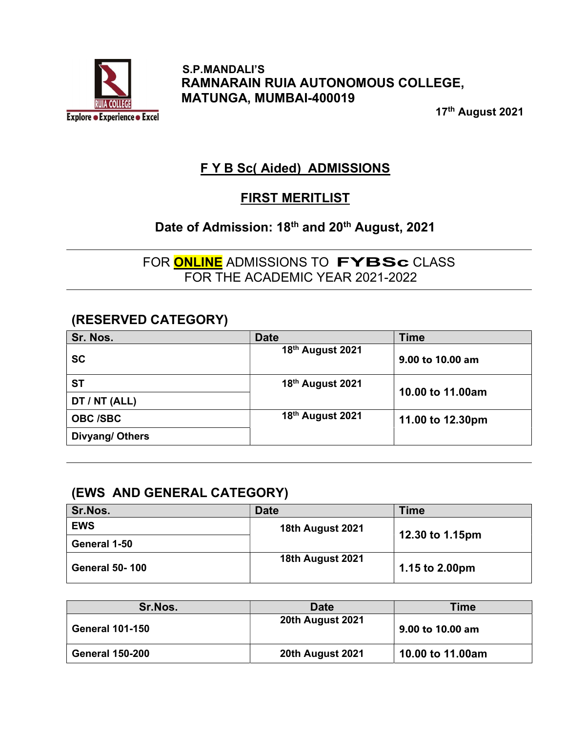S.P.MANDALI'S
**RAMNARAIN RUIA AUTONOMOUS COLLEGE, MATUNGA, MUMBAI-400019**

17th August 2021

## F Y B Sc( Aided) ADMISSIONS

## FIRST MERITLIST

### Date of Admission: 18th and 20th August, 2021

FOR **ONLINE** ADMISSIONS TO **FYBSc** CLASS
FOR THE ACADEMIC YEAR 2021-2022

### (RESERVED CATEGORY)

| Sr. Nos. | Date | Time |
|---|---|---|
| SC | 18th August 2021 | 9.00 to 10.00 am |
| ST | 18th August 2021 | 10.00 to 11.00am |
| DT / NT (ALL) | | |
| OBC /SBC | 18th August 2021 | 11.00 to 12.30pm |
| Divyang/ Others | | |

### (EWS AND GENERAL CATEGORY)

| Sr.Nos. | Date | Time |
|---|---|---|
| EWS | 18th August 2021 | 12.30 to 1.15pm |
| General 1-50 | | |
| General 50- 100 | 18th August 2021 | 1.15 to 2.00pm |

| Sr.Nos. | Date | Time |
|---|---|---|
| General 101-150 | 20th August 2021 | 9.00 to 10.00 am |
| General 150-200 | 20th August 2021 | 10.00 to 11.00am |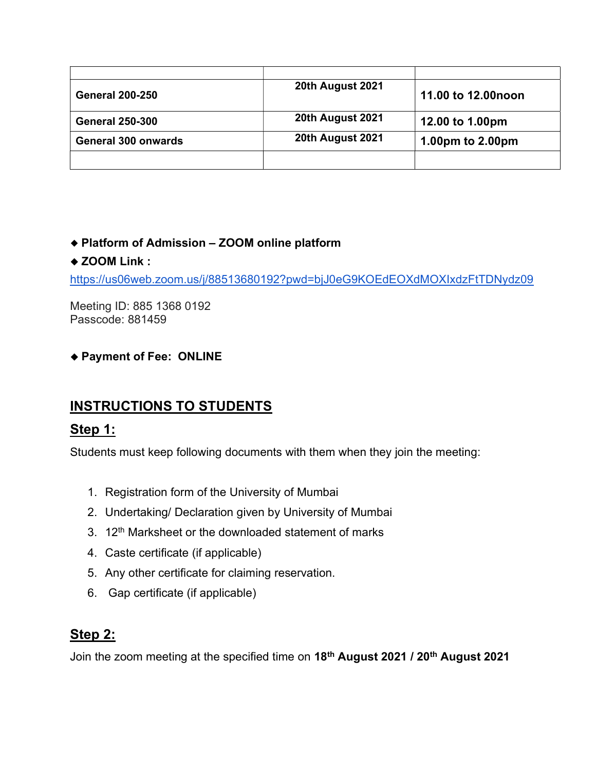| | | |
|---|---|---|
| **General 200-250** | **20th August 2021** | **11.00 to 12.00noon** |
| **General 250-300** | **20th August 2021** | **12.00 to 1.00pm** |
| **General 300 onwards** | **20th August 2021** | **1.00pm to 2.00pm** |
| | | |

- **Platform of Admission – ZOOM online platform**
- **ZOOM Link :**

https://us06web.zoom.us/j/88513680192?pwd=bjJ0eG9KOEdEOXdMOXIxdzFtTDNydz09

Meeting ID: 885 1368 0192
Passcode: 881459

- **Payment of Fee: ONLINE**

## INSTRUCTIONS TO STUDENTS

### Step 1:

Students must keep following documents with them when they join the meeting:

1. Registration form of the University of Mumbai
2. Undertaking/ Declaration given by University of Mumbai
3. 12th Marksheet or the downloaded statement of marks
4. Caste certificate (if applicable)
5. Any other certificate for claiming reservation.
6. Gap certificate (if applicable)

### Step 2:

Join the zoom meeting at the specified time on **18th August 2021 / 20th August 2021**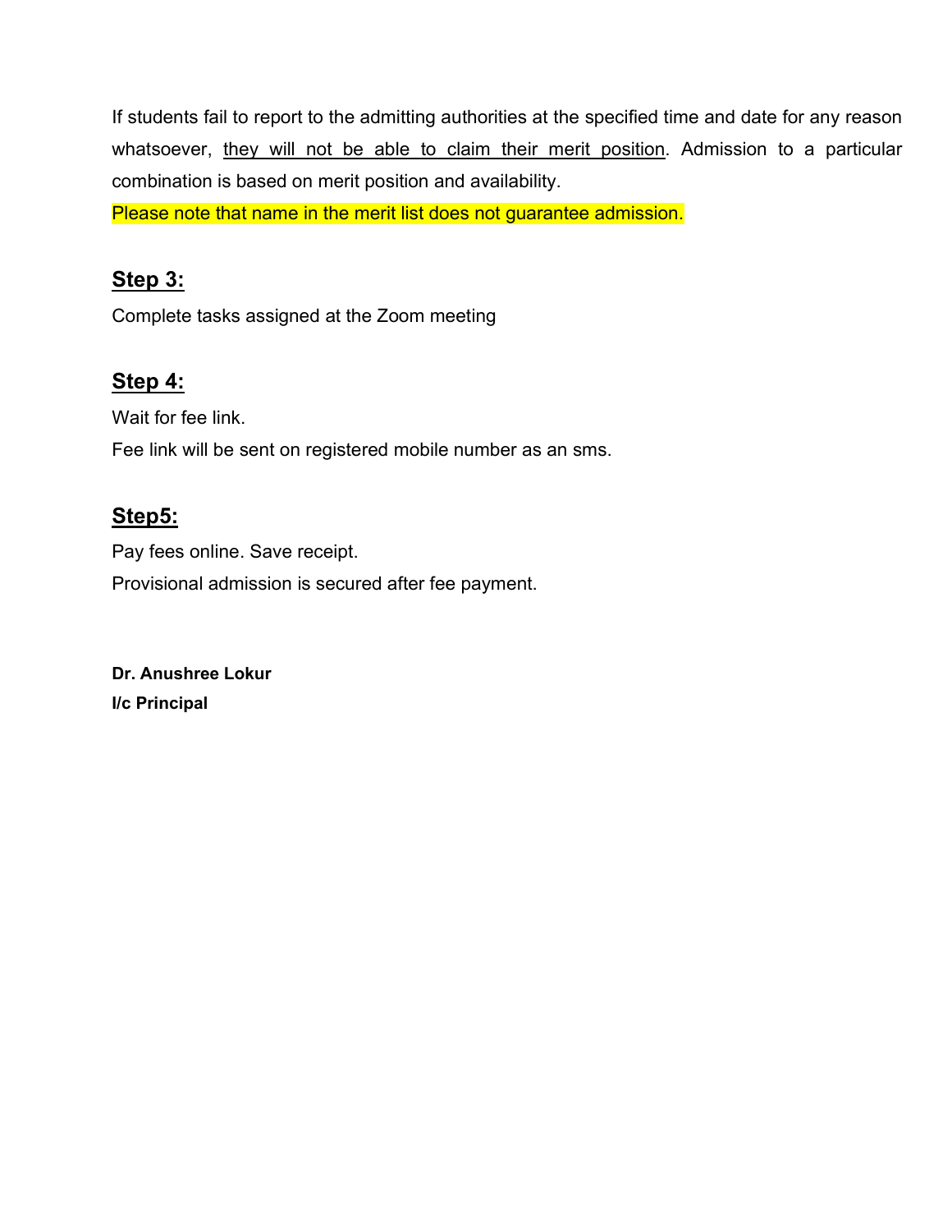If students fail to report to the admitting authorities at the specified time and date for any reason whatsoever, they will not be able to claim their merit position. Admission to a particular combination is based on merit position and availability.

Please note that name in the merit list does not guarantee admission.

## Step 3:

Complete tasks assigned at the Zoom meeting

## Step 4:

Wait for fee link.

Fee link will be sent on registered mobile number as an sms.

## Step5:

Pay fees online. Save receipt.

Provisional admission is secured after fee payment.

**Dr. Anushree Lokur**

**I/c Principal**